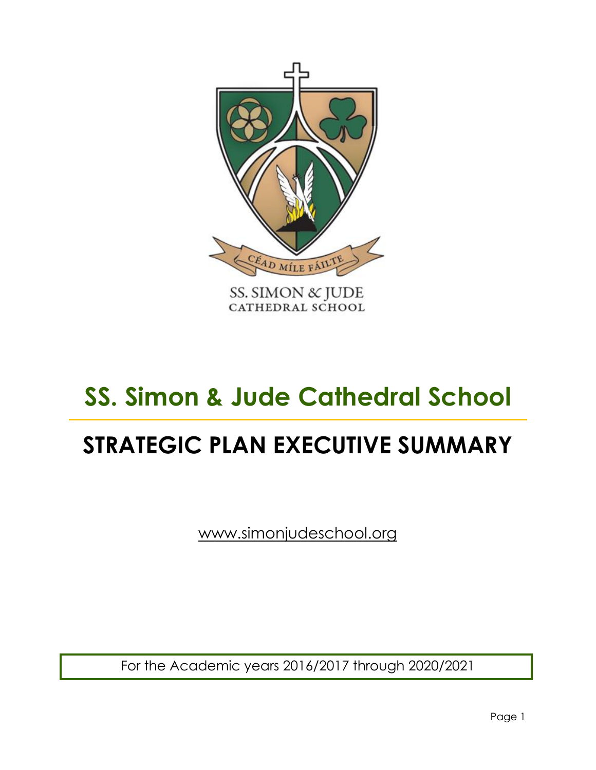# SS. Simon & Jude Cathedral School

## STRATEGIC PLAN EXECUTIVE SUMMARY

www.simonjudeschool.org

For the Academic years 2016/2017 through 2020/2021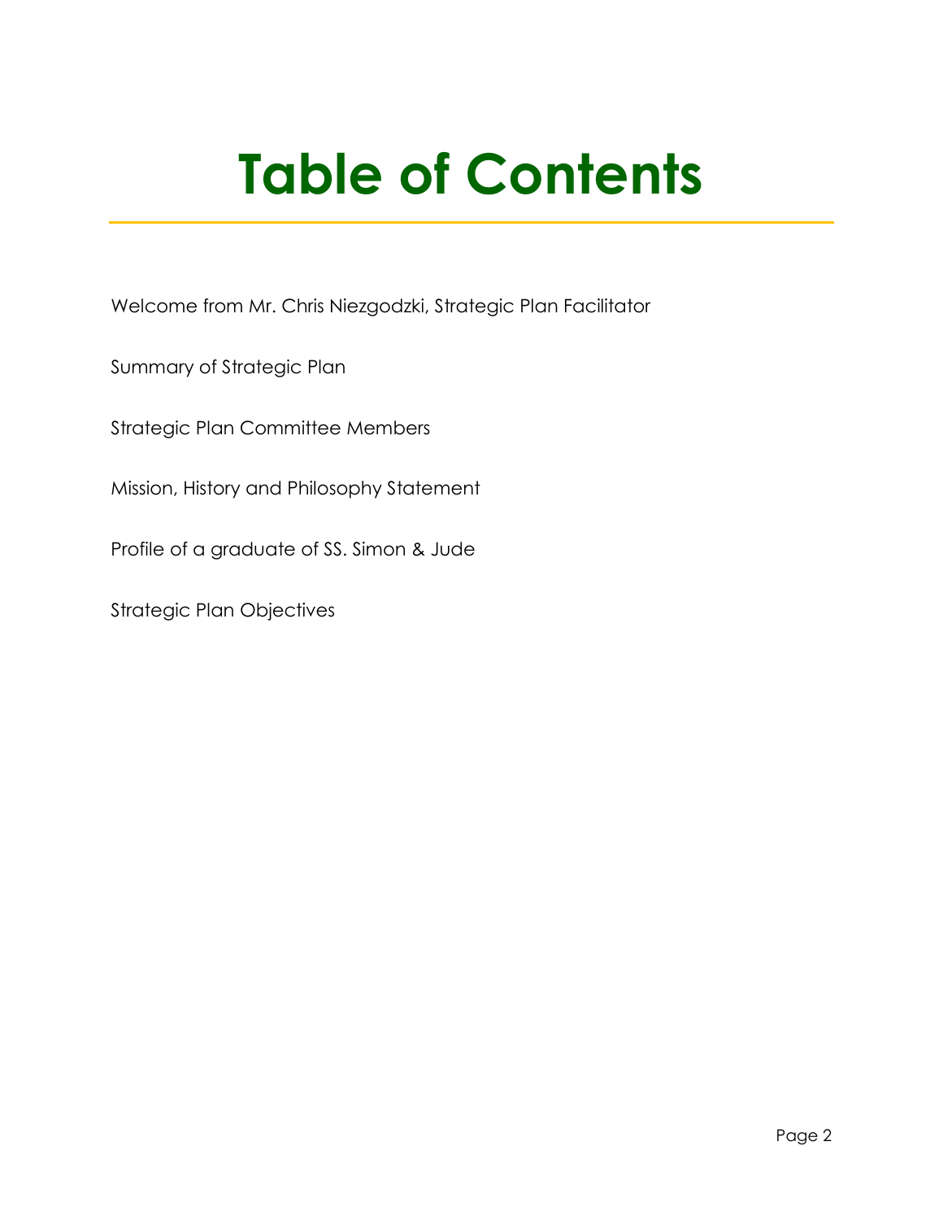# Table of Contents

Welcome from Mr. Chris Niezgodzki, Strategic Plan Facilitator

Summary of Strategic Plan

Strategic Plan Committee Members

Mission, History and Philosophy Statement

Profile of a graduate of SS. Simon & Jude

Strategic Plan Objectives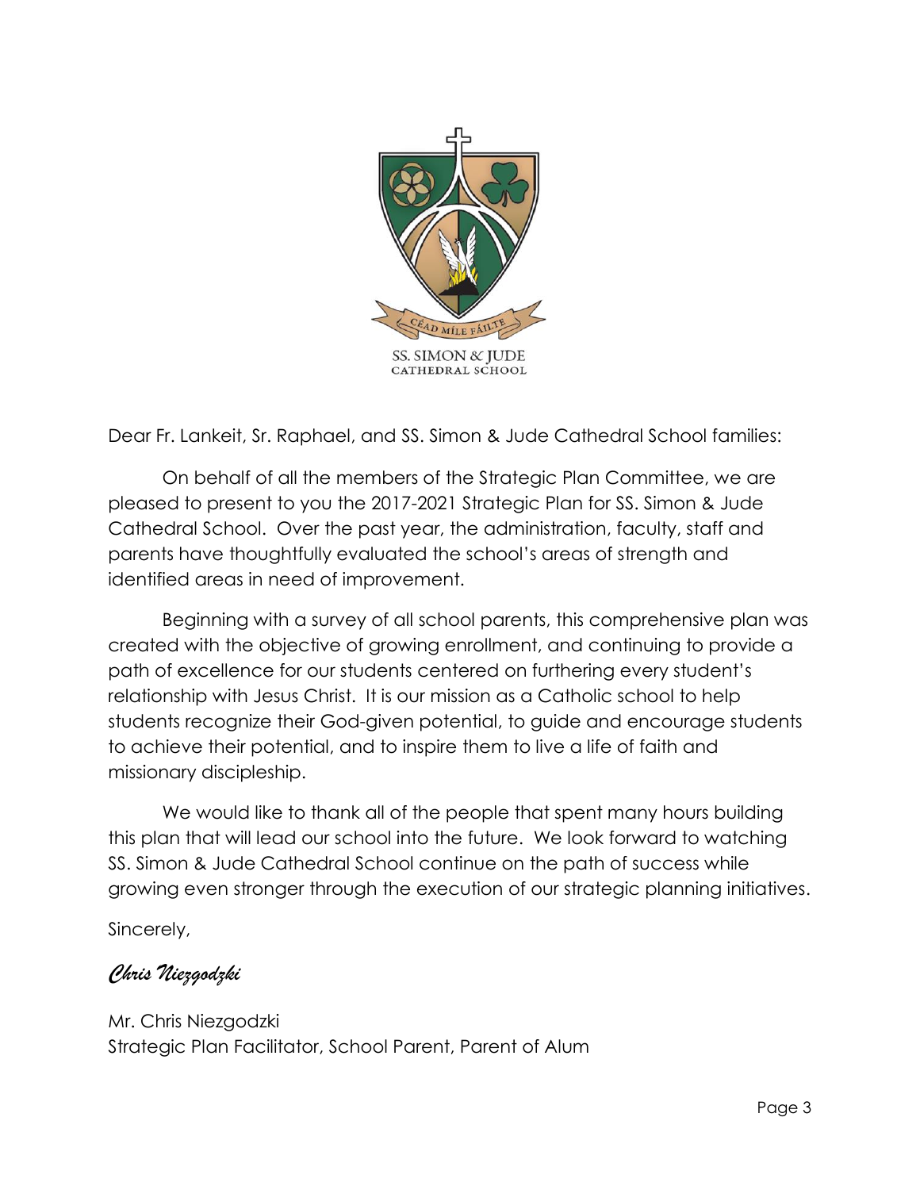Dear Fr. Lankeit, Sr. Raphael, and SS. Simon & Jude Cathedral School families:

On behalf of all the members of the Strategic Plan Committee, we are pleased to present to you the 2017-2021 Strategic Plan for SS. Simon & Jude Cathedral School. Over the past year, the administration, faculty, staff and parents have thoughtfully evaluated the school's areas of strength and identified areas in need of improvement.

Beginning with a survey of all school parents, this comprehensive plan was created with the objective of growing enrollment, and continuing to provide a path of excellence for our students centered on furthering every student's relationship with Jesus Christ. It is our mission as a Catholic school to help students recognize their God-given potential, to guide and encourage students to achieve their potential, and to inspire them to live a life of faith and missionary discipleship.

We would like to thank all of the people that spent many hours building this plan that will lead our school into the future. We look forward to watching SS. Simon & Jude Cathedral School continue on the path of success while growing even stronger through the execution of our strategic planning initiatives.

Sincerely,

*Chris Niezgodzki*

Mr. Chris Niezgodzki
Strategic Plan Facilitator, School Parent, Parent of Alum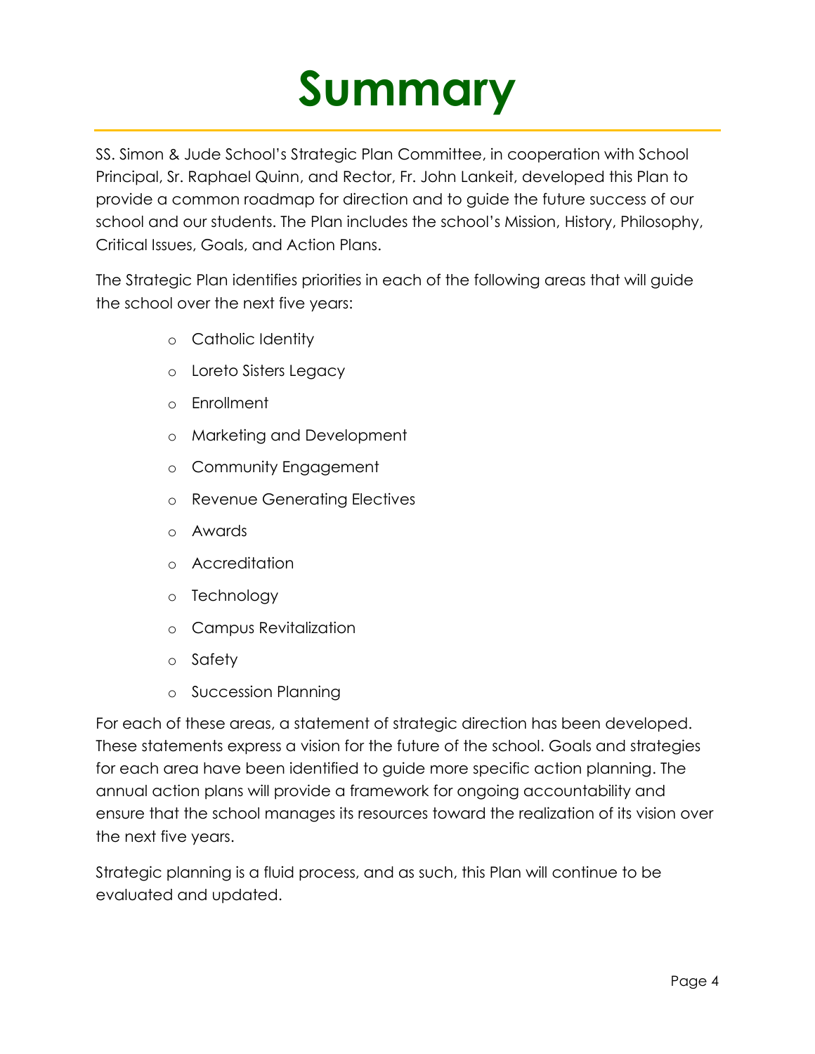# Summary

SS. Simon & Jude School's Strategic Plan Committee, in cooperation with School Principal, Sr. Raphael Quinn, and Rector, Fr. John Lankeit, developed this Plan to provide a common roadmap for direction and to guide the future success of our school and our students. The Plan includes the school's Mission, History, Philosophy, Critical Issues, Goals, and Action Plans.

The Strategic Plan identifies priorities in each of the following areas that will guide the school over the next five years:

- Catholic Identity
- Loreto Sisters Legacy
- Enrollment
- Marketing and Development
- Community Engagement
- Revenue Generating Electives
- Awards
- Accreditation
- Technology
- Campus Revitalization
- Safety
- Succession Planning

For each of these areas, a statement of strategic direction has been developed. These statements express a vision for the future of the school. Goals and strategies for each area have been identified to guide more specific action planning. The annual action plans will provide a framework for ongoing accountability and ensure that the school manages its resources toward the realization of its vision over the next five years.

Strategic planning is a fluid process, and as such, this Plan will continue to be evaluated and updated.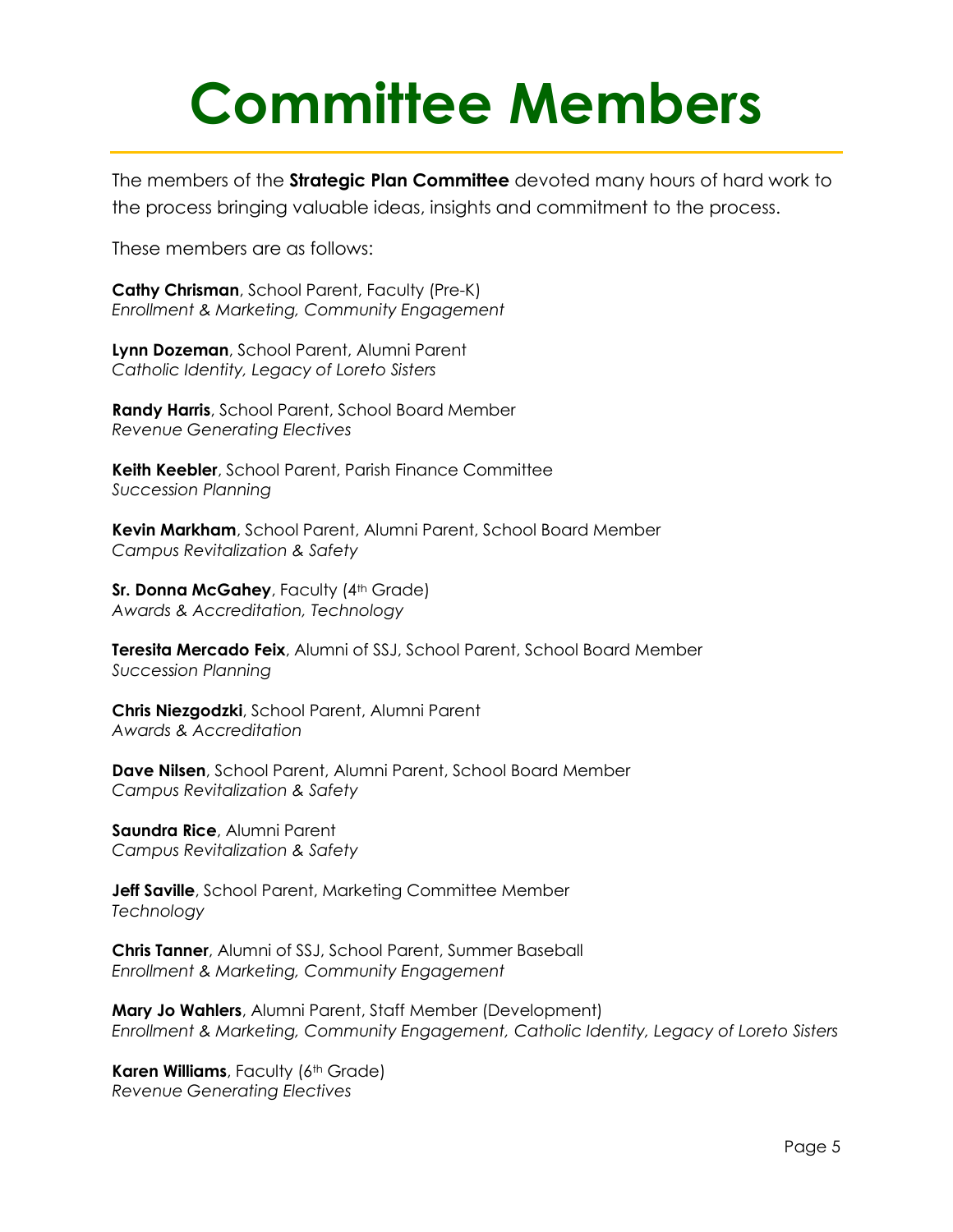# Committee Members

The members of the **Strategic Plan Committee** devoted many hours of hard work to the process bringing valuable ideas, insights and commitment to the process.

These members are as follows:

**Cathy Chrisman**, School Parent, Faculty (Pre-K)
*Enrollment & Marketing, Community Engagement*

**Lynn Dozeman**, School Parent, Alumni Parent
*Catholic Identity, Legacy of Loreto Sisters*

**Randy Harris**, School Parent, School Board Member
*Revenue Generating Electives*

**Keith Keebler**, School Parent, Parish Finance Committee
*Succession Planning*

**Kevin Markham**, School Parent, Alumni Parent, School Board Member
*Campus Revitalization & Safety*

**Sr. Donna McGahey**, Faculty (4th Grade)
*Awards & Accreditation, Technology*

**Teresita Mercado Feix**, Alumni of SSJ, School Parent, School Board Member
*Succession Planning*

**Chris Niezgodzki**, School Parent, Alumni Parent
*Awards & Accreditation*

**Dave Nilsen**, School Parent, Alumni Parent, School Board Member
*Campus Revitalization & Safety*

**Saundra Rice**, Alumni Parent
*Campus Revitalization & Safety*

**Jeff Saville**, School Parent, Marketing Committee Member
*Technology*

**Chris Tanner**, Alumni of SSJ, School Parent, Summer Baseball
*Enrollment & Marketing, Community Engagement*

**Mary Jo Wahlers**, Alumni Parent, Staff Member (Development)
*Enrollment & Marketing, Community Engagement, Catholic Identity, Legacy of Loreto Sisters*

**Karen Williams**, Faculty (6th Grade)
*Revenue Generating Electives*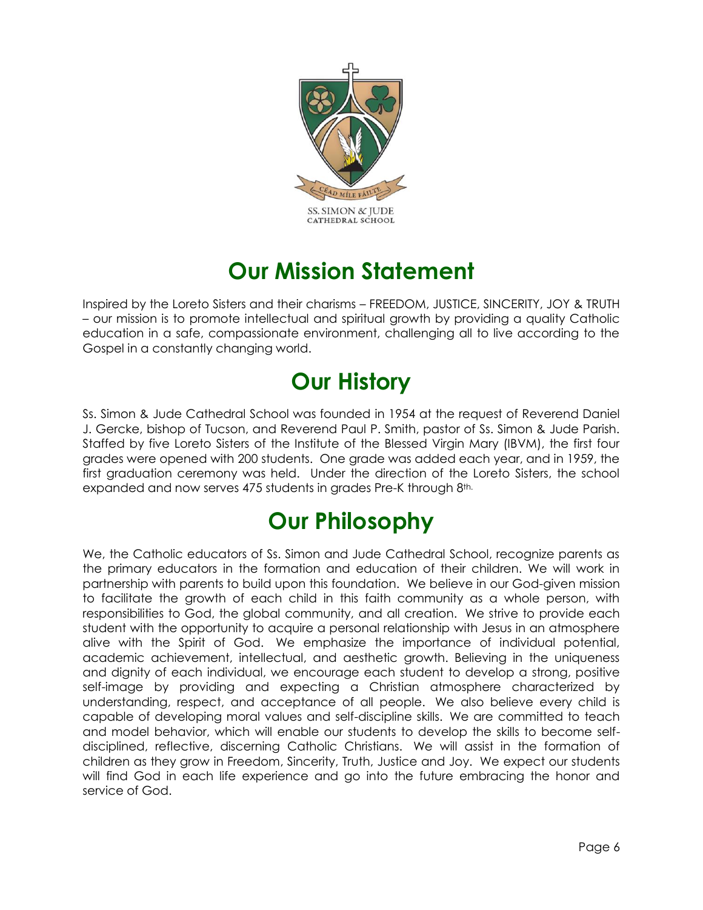# Our Mission Statement

Inspired by the Loreto Sisters and their charisms – FREEDOM, JUSTICE, SINCERITY, JOY & TRUTH – our mission is to promote intellectual and spiritual growth by providing a quality Catholic education in a safe, compassionate environment, challenging all to live according to the Gospel in a constantly changing world.

# Our History

Ss. Simon & Jude Cathedral School was founded in 1954 at the request of Reverend Daniel J. Gercke, bishop of Tucson, and Reverend Paul P. Smith, pastor of Ss. Simon & Jude Parish. Staffed by five Loreto Sisters of the Institute of the Blessed Virgin Mary (IBVM), the first four grades were opened with 200 students. One grade was added each year, and in 1959, the first graduation ceremony was held. Under the direction of the Loreto Sisters, the school expanded and now serves 475 students in grades Pre-K through 8th.

# Our Philosophy

We, the Catholic educators of Ss. Simon and Jude Cathedral School, recognize parents as the primary educators in the formation and education of their children. We will work in partnership with parents to build upon this foundation. We believe in our God-given mission to facilitate the growth of each child in this faith community as a whole person, with responsibilities to God, the global community, and all creation. We strive to provide each student with the opportunity to acquire a personal relationship with Jesus in an atmosphere alive with the Spirit of God. We emphasize the importance of individual potential, academic achievement, intellectual, and aesthetic growth. Believing in the uniqueness and dignity of each individual, we encourage each student to develop a strong, positive self-image by providing and expecting a Christian atmosphere characterized by understanding, respect, and acceptance of all people. We also believe every child is capable of developing moral values and self-discipline skills. We are committed to teach and model behavior, which will enable our students to develop the skills to become self-disciplined, reflective, discerning Catholic Christians. We will assist in the formation of children as they grow in Freedom, Sincerity, Truth, Justice and Joy. We expect our students will find God in each life experience and go into the future embracing the honor and service of God.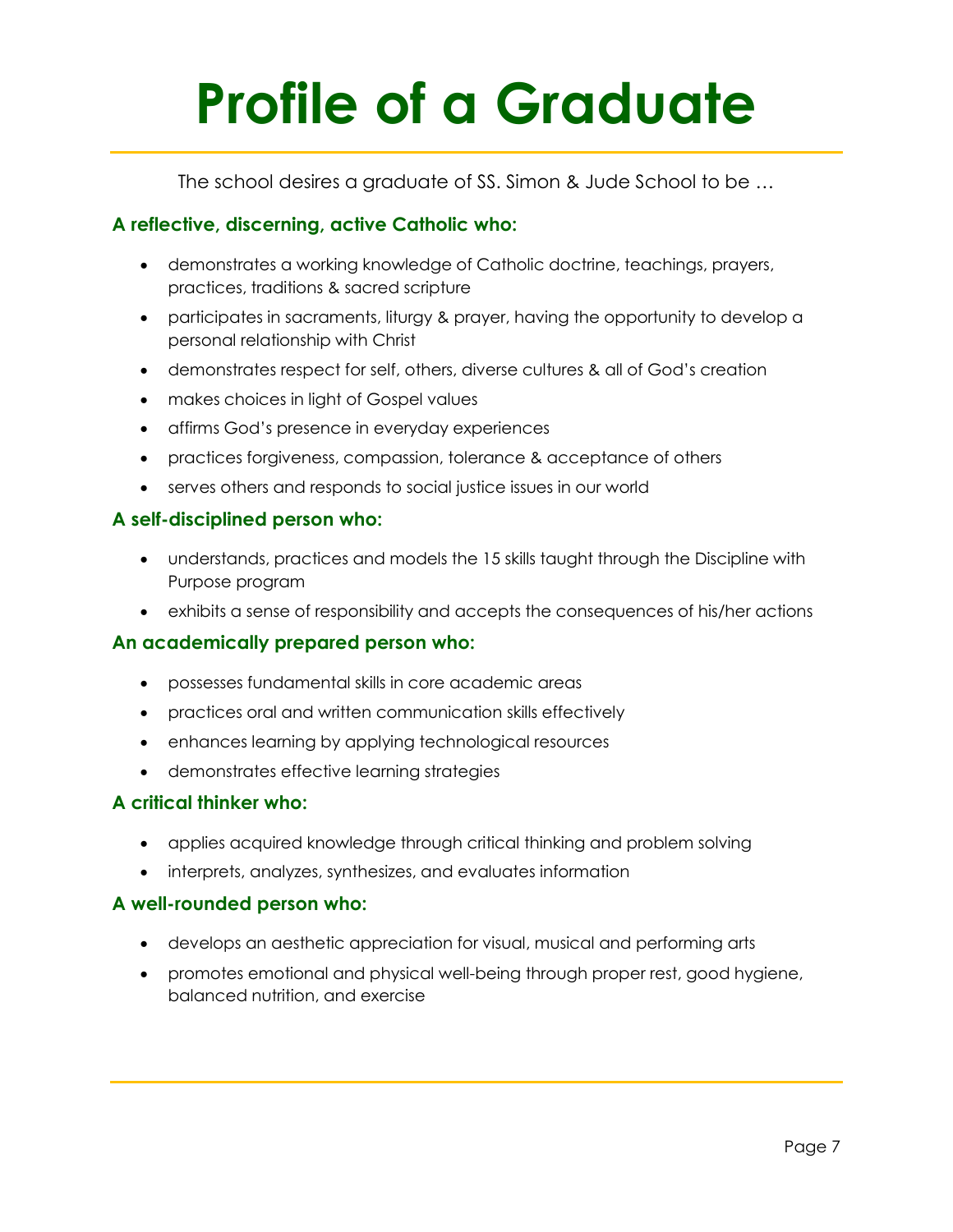# Profile of a Graduate

The school desires a graduate of SS. Simon & Jude School to be …

### A reflective, discerning, active Catholic who:

- demonstrates a working knowledge of Catholic doctrine, teachings, prayers, practices, traditions & sacred scripture
- participates in sacraments, liturgy & prayer, having the opportunity to develop a personal relationship with Christ
- demonstrates respect for self, others, diverse cultures & all of God's creation
- makes choices in light of Gospel values
- affirms God's presence in everyday experiences
- practices forgiveness, compassion, tolerance & acceptance of others
- serves others and responds to social justice issues in our world

### A self-disciplined person who:

- understands, practices and models the 15 skills taught through the Discipline with Purpose program
- exhibits a sense of responsibility and accepts the consequences of his/her actions

### An academically prepared person who:

- possesses fundamental skills in core academic areas
- practices oral and written communication skills effectively
- enhances learning by applying technological resources
- demonstrates effective learning strategies

### A critical thinker who:

- applies acquired knowledge through critical thinking and problem solving
- interprets, analyzes, synthesizes, and evaluates information

### A well-rounded person who:

- develops an aesthetic appreciation for visual, musical and performing arts
- promotes emotional and physical well-being through proper rest, good hygiene, balanced nutrition, and exercise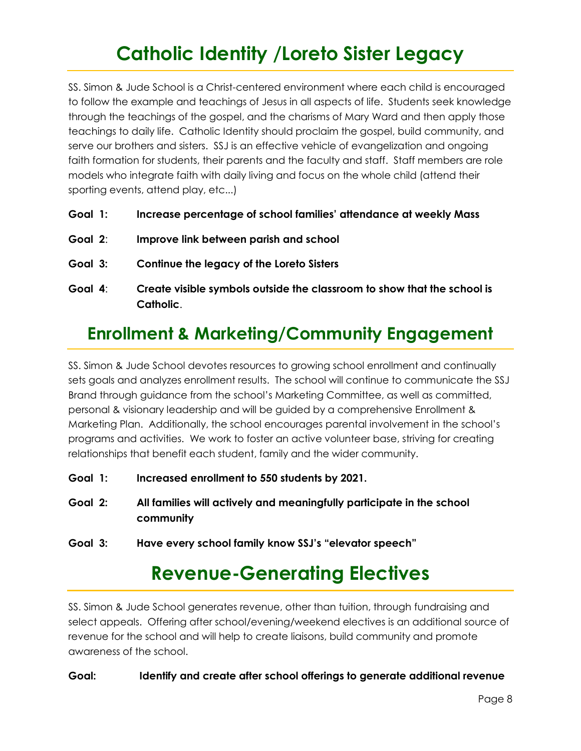# Catholic Identity /Loreto Sister Legacy

SS. Simon & Jude School is a Christ-centered environment where each child is encouraged to follow the example and teachings of Jesus in all aspects of life. Students seek knowledge through the teachings of the gospel, and the charisms of Mary Ward and then apply those teachings to daily life. Catholic Identity should proclaim the gospel, build community, and serve our brothers and sisters. SSJ is an effective vehicle of evangelization and ongoing faith formation for students, their parents and the faculty and staff. Staff members are role models who integrate faith with daily living and focus on the whole child (attend their sporting events, attend play, etc...)

**Goal 1:** **Increase percentage of school families' attendance at weekly Mass**

**Goal 2**: **Improve link between parish and school**

**Goal 3:** **Continue the legacy of the Loreto Sisters**

**Goal 4**: **Create visible symbols outside the classroom to show that the school is Catholic**.

# Enrollment & Marketing/Community Engagement

SS. Simon & Jude School devotes resources to growing school enrollment and continually sets goals and analyzes enrollment results. The school will continue to communicate the SSJ Brand through guidance from the school's Marketing Committee, as well as committed, personal & visionary leadership and will be guided by a comprehensive Enrollment & Marketing Plan. Additionally, the school encourages parental involvement in the school's programs and activities. We work to foster an active volunteer base, striving for creating relationships that benefit each student, family and the wider community.

**Goal 1:** **Increased enrollment to 550 students by 2021.**

**Goal 2:** **All families will actively and meaningfully participate in the school community**

**Goal 3:** **Have every school family know SSJ's "elevator speech"**

# Revenue-Generating Electives

SS. Simon & Jude School generates revenue, other than tuition, through fundraising and select appeals. Offering after school/evening/weekend electives is an additional source of revenue for the school and will help to create liaisons, build community and promote awareness of the school.

**Goal:** **Identify and create after school offerings to generate additional revenue**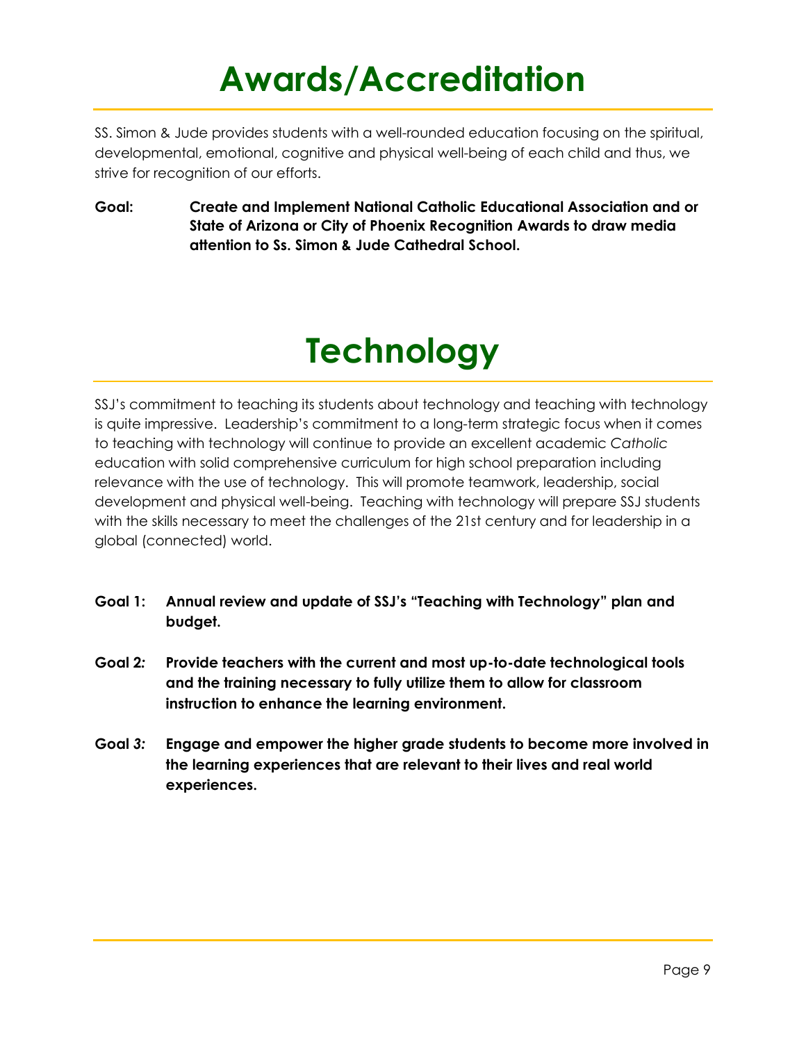# Awards/Accreditation

SS. Simon & Jude provides students with a well-rounded education focusing on the spiritual, developmental, emotional, cognitive and physical well-being of each child and thus, we strive for recognition of our efforts.

**Goal: Create and Implement National Catholic Educational Association and or State of Arizona or City of Phoenix Recognition Awards to draw media attention to Ss. Simon & Jude Cathedral School.**

# Technology

SSJ's commitment to teaching its students about technology and teaching with technology is quite impressive. Leadership's commitment to a long-term strategic focus when it comes to teaching with technology will continue to provide an excellent academic *Catholic* education with solid comprehensive curriculum for high school preparation including relevance with the use of technology. This will promote teamwork, leadership, social development and physical well-being. Teaching with technology will prepare SSJ students with the skills necessary to meet the challenges of the 21st century and for leadership in a global (connected) world.

**Goal 1: Annual review and update of SSJ's "Teaching with Technology" plan and budget.**

**Goal 2: Provide teachers with the current and most up-to-date technological tools and the training necessary to fully utilize them to allow for classroom instruction to enhance the learning environment.**

**Goal 3: Engage and empower the higher grade students to become more involved in the learning experiences that are relevant to their lives and real world experiences.**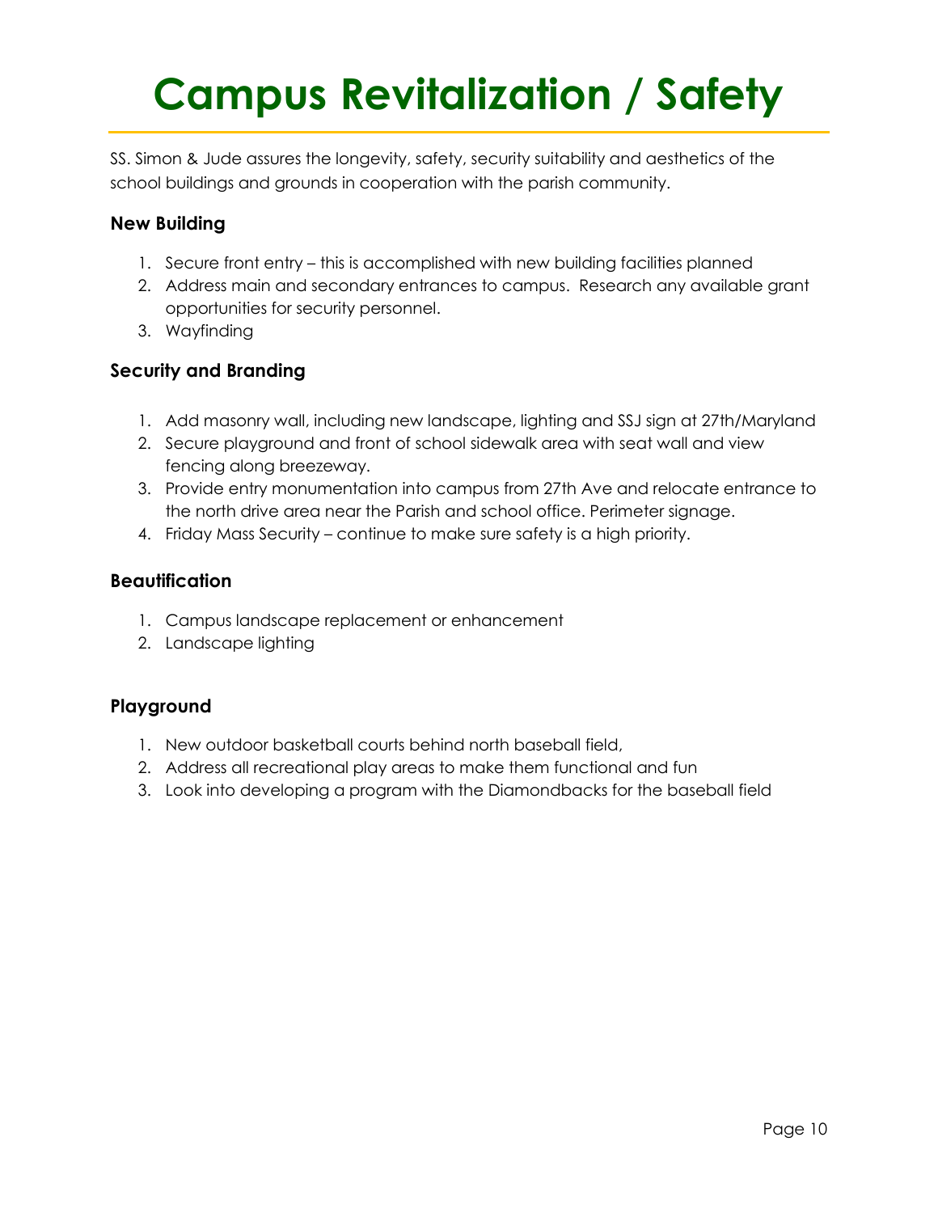# Campus Revitalization / Safety

SS. Simon & Jude assures the longevity, safety, security suitability and aesthetics of the school buildings and grounds in cooperation with the parish community.

### New Building

1. Secure front entry – this is accomplished with new building facilities planned
2. Address main and secondary entrances to campus. Research any available grant opportunities for security personnel.
3. Wayfinding

### Security and Branding

1. Add masonry wall, including new landscape, lighting and SSJ sign at 27th/Maryland
2. Secure playground and front of school sidewalk area with seat wall and view fencing along breezeway.
3. Provide entry monumentation into campus from 27th Ave and relocate entrance to the north drive area near the Parish and school office. Perimeter signage.
4. Friday Mass Security – continue to make sure safety is a high priority.

### Beautification

1. Campus landscape replacement or enhancement
2. Landscape lighting

### Playground

1. New outdoor basketball courts behind north baseball field,
2. Address all recreational play areas to make them functional and fun
3. Look into developing a program with the Diamondbacks for the baseball field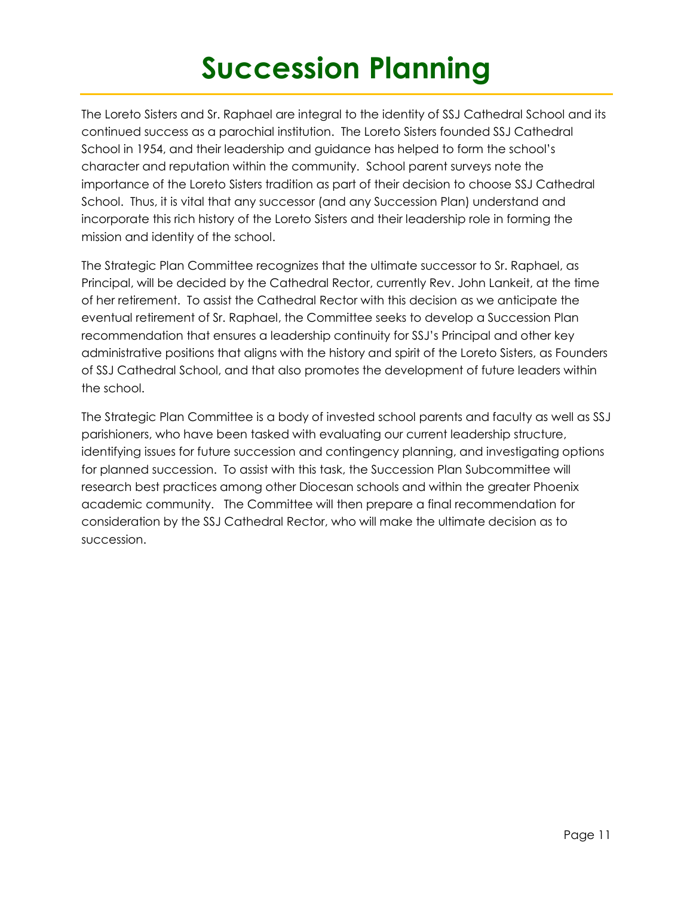# Succession Planning

The Loreto Sisters and Sr. Raphael are integral to the identity of SSJ Cathedral School and its continued success as a parochial institution. The Loreto Sisters founded SSJ Cathedral School in 1954, and their leadership and guidance has helped to form the school's character and reputation within the community. School parent surveys note the importance of the Loreto Sisters tradition as part of their decision to choose SSJ Cathedral School. Thus, it is vital that any successor (and any Succession Plan) understand and incorporate this rich history of the Loreto Sisters and their leadership role in forming the mission and identity of the school.

The Strategic Plan Committee recognizes that the ultimate successor to Sr. Raphael, as Principal, will be decided by the Cathedral Rector, currently Rev. John Lankeit, at the time of her retirement. To assist the Cathedral Rector with this decision as we anticipate the eventual retirement of Sr. Raphael, the Committee seeks to develop a Succession Plan recommendation that ensures a leadership continuity for SSJ's Principal and other key administrative positions that aligns with the history and spirit of the Loreto Sisters, as Founders of SSJ Cathedral School, and that also promotes the development of future leaders within the school.

The Strategic Plan Committee is a body of invested school parents and faculty as well as SSJ parishioners, who have been tasked with evaluating our current leadership structure, identifying issues for future succession and contingency planning, and investigating options for planned succession. To assist with this task, the Succession Plan Subcommittee will research best practices among other Diocesan schools and within the greater Phoenix academic community. The Committee will then prepare a final recommendation for consideration by the SSJ Cathedral Rector, who will make the ultimate decision as to succession.